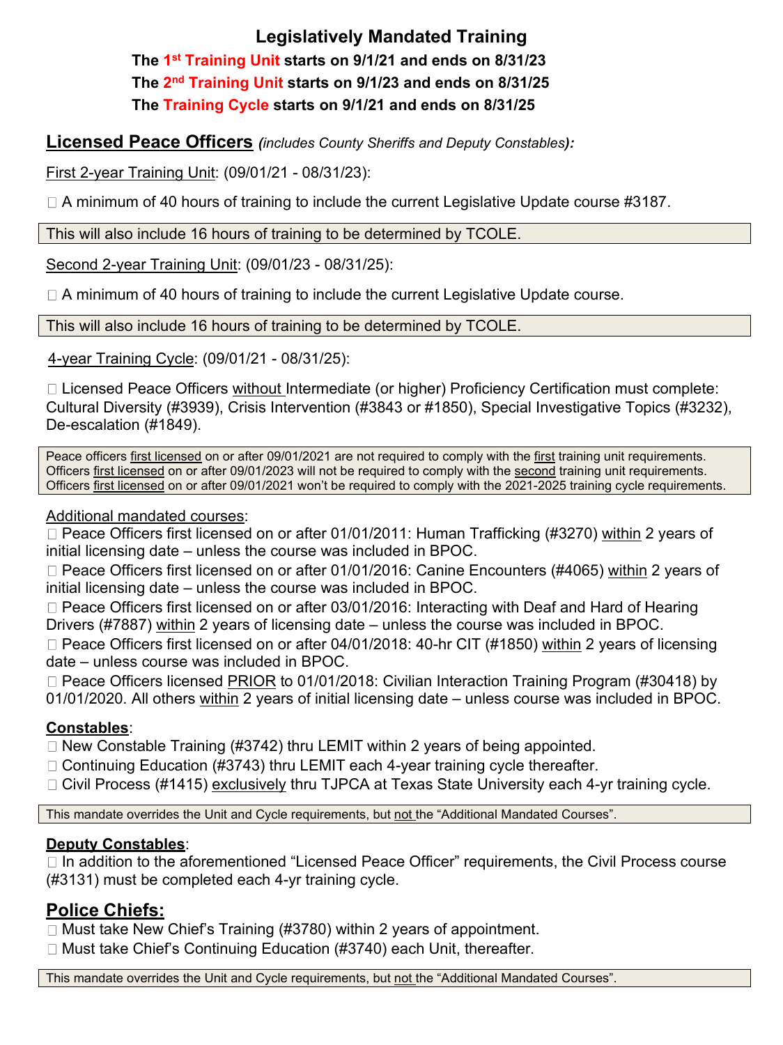# Legislatively Mandated Training

**The 1st Training Unit starts on 9/1/21 and ends on 8/31/23**

**The 2nd Training Unit starts on 9/1/23 and ends on 8/31/25**

**The Training Cycle starts on 9/1/21 and ends on 8/31/25**

## Licensed Peace Officers *(includes County Sheriffs and Deputy Constables):*

First 2-year Training Unit: (09/01/21 - 08/31/23):

- A minimum of 40 hours of training to include the current Legislative Update course #3187.

This will also include 16 hours of training to be determined by TCOLE.

Second 2-year Training Unit: (09/01/23 - 08/31/25):

- A minimum of 40 hours of training to include the current Legislative Update course.

This will also include 16 hours of training to be determined by TCOLE.

4-year Training Cycle: (09/01/21 - 08/31/25):

- Licensed Peace Officers without Intermediate (or higher) Proficiency Certification must complete: Cultural Diversity (#3939), Crisis Intervention (#3843 or #1850), Special Investigative Topics (#3232), De-escalation (#1849).

Peace officers first licensed on or after 09/01/2021 are not required to comply with the first training unit requirements. Officers first licensed on or after 09/01/2023 will not be required to comply with the second training unit requirements. Officers first licensed on or after 09/01/2021 won't be required to comply with the 2021-2025 training cycle requirements.

Additional mandated courses:

- Peace Officers first licensed on or after 01/01/2011: Human Trafficking (#3270) within 2 years of initial licensing date – unless the course was included in BPOC.
- Peace Officers first licensed on or after 01/01/2016: Canine Encounters (#4065) within 2 years of initial licensing date – unless the course was included in BPOC.
- Peace Officers first licensed on or after 03/01/2016: Interacting with Deaf and Hard of Hearing Drivers (#7887) within 2 years of licensing date – unless the course was included in BPOC.
- Peace Officers first licensed on or after 04/01/2018: 40-hr CIT (#1850) within 2 years of licensing date – unless course was included in BPOC.
- Peace Officers licensed PRIOR to 01/01/2018: Civilian Interaction Training Program (#30418) by 01/01/2020. All others within 2 years of initial licensing date – unless course was included in BPOC.

**Constables**:

- New Constable Training (#3742) thru LEMIT within 2 years of being appointed.
- Continuing Education (#3743) thru LEMIT each 4-year training cycle thereafter.
- Civil Process (#1415) exclusively thru TJPCA at Texas State University each 4-yr training cycle.

This mandate overrides the Unit and Cycle requirements, but not the "Additional Mandated Courses".

**Deputy Constables**:

- In addition to the aforementioned "Licensed Peace Officer" requirements, the Civil Process course (#3131) must be completed each 4-yr training cycle.

## Police Chiefs:

- Must take New Chief's Training (#3780) within 2 years of appointment.
- Must take Chief's Continuing Education (#3740) each Unit, thereafter.

This mandate overrides the Unit and Cycle requirements, but not the "Additional Mandated Courses".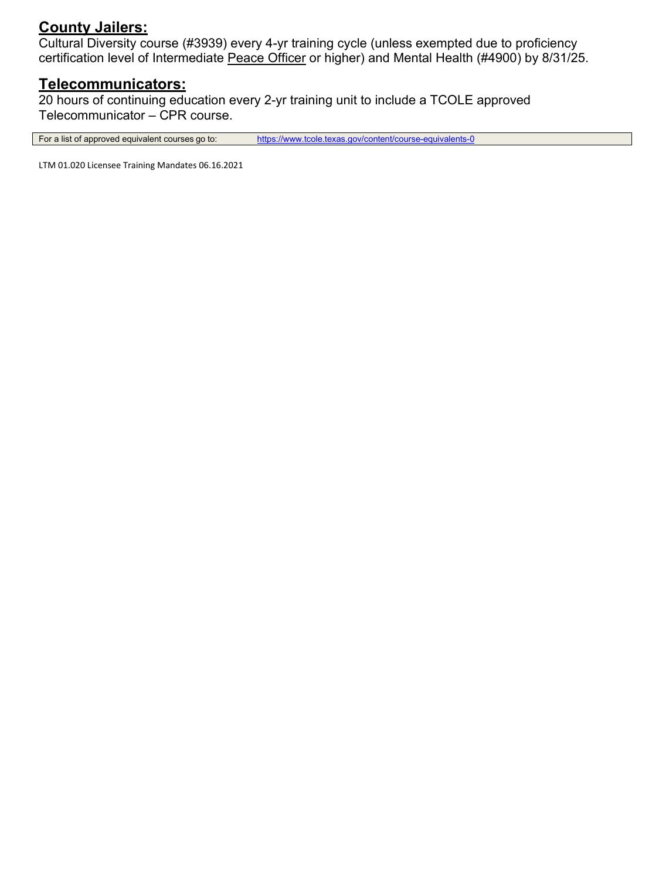## County Jailers:

Cultural Diversity course (#3939) every 4-yr training cycle (unless exempted due to proficiency certification level of Intermediate Peace Officer or higher) and Mental Health (#4900) by 8/31/25.

## Telecommunicators:

20 hours of continuing education every 2-yr training unit to include a TCOLE approved Telecommunicator – CPR course.

| | |
|---|---|
| For a list of approved equivalent courses go to: | https://www.tcole.texas.gov/content/course-equivalents-0 |

LTM 01.020 Licensee Training Mandates 06.16.2021